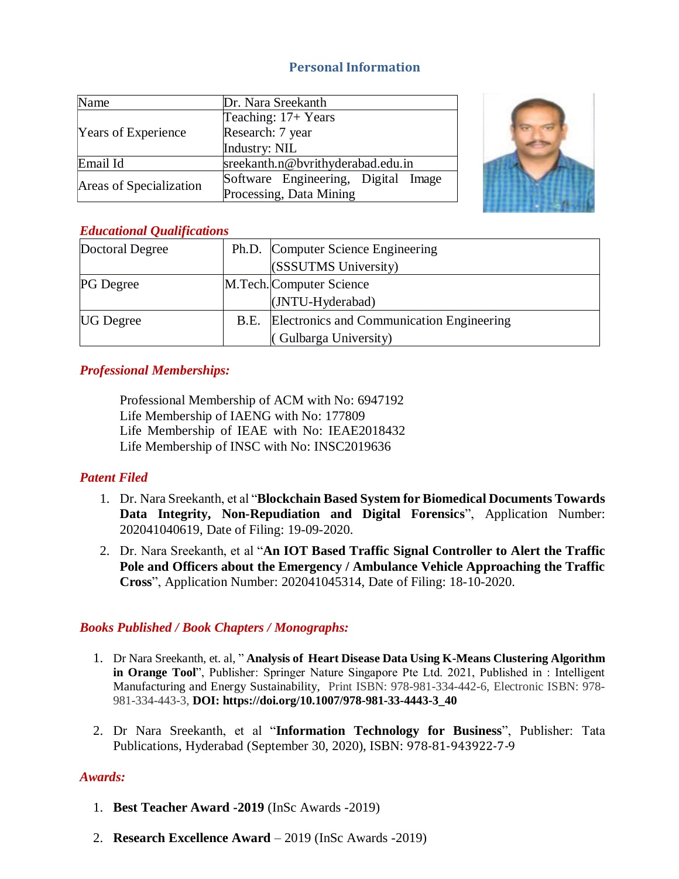## Personal Information

| Name | Dr. Nara Sreekanth |
|---|---|
| Years of Experience | Teaching: 17+ Years<br>Research: 7 year<br>Industry: NIL |
| Email Id | sreekanth.n@bvrithyderabad.edu.in |
| Areas of Specialization | Software Engineering, Digital Image Processing, Data Mining |

### *Educational Qualifications*

| Doctoral Degree | Ph.D. | Computer Science Engineering (SSSUTMS University) |
|---|---|---|
| PG Degree | M.Tech. | Computer Science (JNTU-Hyderabad) |
| UG Degree | B.E. | Electronics and Communication Engineering ( Gulbarga University) |

### *Professional Memberships:*

Professional Membership of ACM with No: 6947192
Life Membership of IAENG with No: 177809
Life Membership of IEAE with No: IEAE2018432
Life Membership of INSC with No: INSC2019636

### *Patent Filed*

1. Dr. Nara Sreekanth, et al "**Blockchain Based System for Biomedical Documents Towards Data Integrity, Non-Repudiation and Digital Forensics**", Application Number: 202041040619, Date of Filing: 19-09-2020.
2. Dr. Nara Sreekanth, et al "**An IOT Based Traffic Signal Controller to Alert the Traffic Pole and Officers about the Emergency / Ambulance Vehicle Approaching the Traffic Cross**", Application Number: 202041045314, Date of Filing: 18-10-2020.

### *Books Published / Book Chapters / Monographs:*

1. Dr Nara Sreekanth, et. al, " **Analysis of Heart Disease Data Using K-Means Clustering Algorithm in Orange Tool**", Publisher: Springer Nature Singapore Pte Ltd. 2021, Published in : Intelligent Manufacturing and Energy Sustainability, Print ISBN: 978-981-334-442-6, Electronic ISBN: 978-981-334-443-3, **DOI: https://doi.org/10.1007/978-981-33-4443-3_40**
2. Dr Nara Sreekanth, et al "**Information Technology for Business**", Publisher: Tata Publications, Hyderabad (September 30, 2020), ISBN: 978-81-943922-7-9

### *Awards:*

1. **Best Teacher Award -2019** (InSc Awards -2019)
2. **Research Excellence Award** – 2019 (InSc Awards -2019)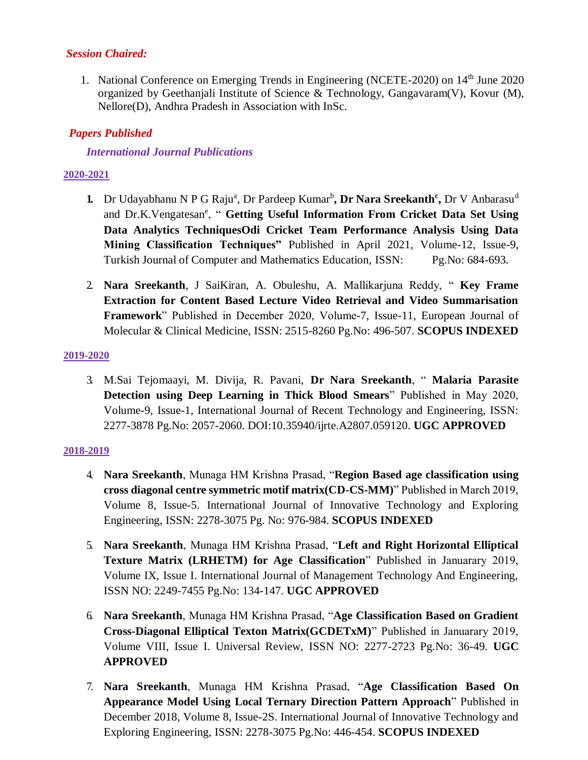### *Session Chaired:*

1. National Conference on Emerging Trends in Engineering (NCETE-2020) on 14th June 2020 organized by Geethanjali Institute of Science & Technology, Gangavaram(V), Kovur (M), Nellore(D), Andhra Pradesh in Association with InSc.

### *Papers Published*

#### *International Journal Publications*

**2020-2021**

1. Dr Udayabhanu N P G Raju[a], Dr Pardeep Kumar[b], **Dr Nara Sreekanth[c],** Dr V Anbarasu[d] and Dr.K.Vengatesan[e], " **Getting Useful Information From Cricket Data Set Using Data Analytics TechniquesOdi Cricket Team Performance Analysis Using Data Mining Classification Techniques"** Published in April 2021, Volume-12, Issue-9, Turkish Journal of Computer and Mathematics Education, ISSN: Pg.No: 684-693.

2. **Nara Sreekanth**, J SaiKiran, A. Obuleshu, A. Mallikarjuna Reddy, " **Key Frame Extraction for Content Based Lecture Video Retrieval and Video Summarisation Framework**" Published in December 2020, Volume-7, Issue-11, European Journal of Molecular & Clinical Medicine, ISSN: 2515-8260 Pg.No: 496-507. **SCOPUS INDEXED**

**2019-2020**

3. M.Sai Tejomaayi, M. Divija, R. Pavani, **Dr Nara Sreekanth**, " **Malaria Parasite Detection using Deep Learning in Thick Blood Smears**" Published in May 2020, Volume-9, Issue-1, International Journal of Recent Technology and Engineering, ISSN: 2277-3878 Pg.No: 2057-2060. DOI:10.35940/ijrte.A2807.059120. **UGC APPROVED**

**2018-2019**

4. **Nara Sreekanth**, Munaga HM Krishna Prasad, "**Region Based age classification using cross diagonal centre symmetric motif matrix(CD-CS-MM)**" Published in March 2019, Volume 8, Issue-5. International Journal of Innovative Technology and Exploring Engineering, ISSN: 2278-3075 Pg. No: 976-984. **SCOPUS INDEXED**

5. **Nara Sreekanth**, Munaga HM Krishna Prasad, "**Left and Right Horizontal Elliptical Texture Matrix (LRHETM) for Age Classification**" Published in Januarary 2019, Volume IX, Issue I. International Journal of Management Technology And Engineering, ISSN NO: 2249-7455 Pg.No: 134-147. **UGC APPROVED**

6. **Nara Sreekanth**, Munaga HM Krishna Prasad, "**Age Classification Based on Gradient Cross-Diagonal Elliptical Texton Matrix(GCDETxM)**" Published in Januarary 2019, Volume VIII, Issue I. Universal Review, ISSN NO: 2277-2723 Pg.No: 36-49. **UGC APPROVED**

7. **Nara Sreekanth**, Munaga HM Krishna Prasad, "**Age Classification Based On Appearance Model Using Local Ternary Direction Pattern Approach**" Published in December 2018, Volume 8, Issue-2S. International Journal of Innovative Technology and Exploring Engineering, ISSN: 2278-3075 Pg.No: 446-454. **SCOPUS INDEXED**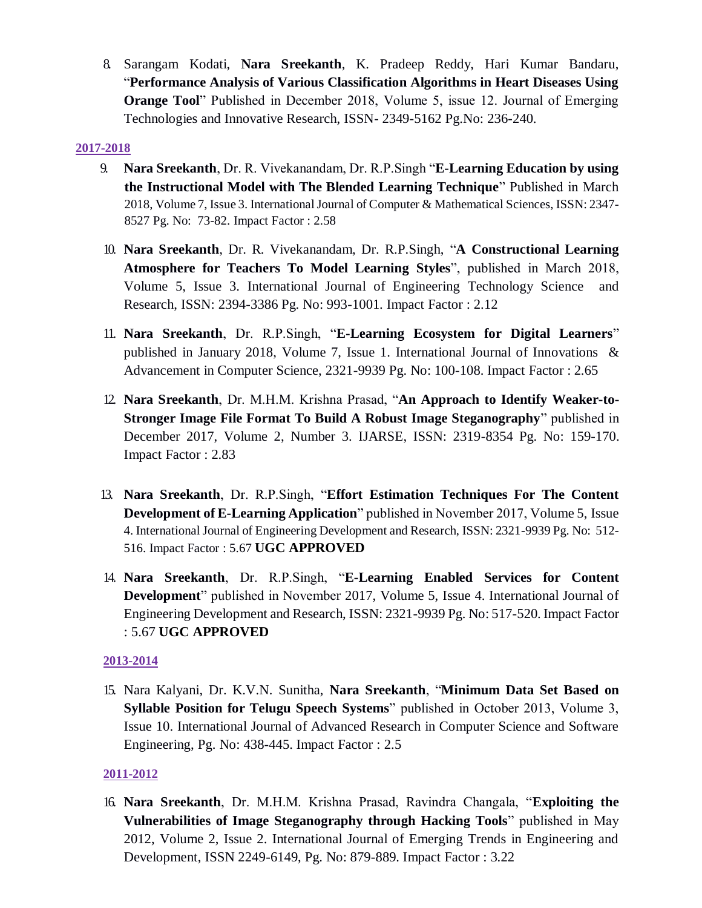8. Sarangam Kodati, **Nara Sreekanth**, K. Pradeep Reddy, Hari Kumar Bandaru, "**Performance Analysis of Various Classification Algorithms in Heart Diseases Using Orange Tool**" Published in December 2018, Volume 5, issue 12. Journal of Emerging Technologies and Innovative Research, ISSN- 2349-5162 Pg.No: 236-240.

**2017-2018**

9. **Nara Sreekanth**, Dr. R. Vivekanandam, Dr. R.P.Singh "**E-Learning Education by using the Instructional Model with The Blended Learning Technique**" Published in March 2018, Volume 7, Issue 3. International Journal of Computer & Mathematical Sciences, ISSN: 2347-8527 Pg. No: 73-82. Impact Factor : 2.58

10. **Nara Sreekanth**, Dr. R. Vivekanandam, Dr. R.P.Singh, "**A Constructional Learning Atmosphere for Teachers To Model Learning Styles**", published in March 2018, Volume 5, Issue 3. International Journal of Engineering Technology Science and Research, ISSN: 2394-3386 Pg. No: 993-1001. Impact Factor : 2.12

11. **Nara Sreekanth**, Dr. R.P.Singh, "**E-Learning Ecosystem for Digital Learners**" published in January 2018, Volume 7, Issue 1. International Journal of Innovations & Advancement in Computer Science, 2321-9939 Pg. No: 100-108. Impact Factor : 2.65

12. **Nara Sreekanth**, Dr. M.H.M. Krishna Prasad, "**An Approach to Identify Weaker-to-Stronger Image File Format To Build A Robust Image Steganography**" published in December 2017, Volume 2, Number 3. IJARSE, ISSN: 2319-8354 Pg. No: 159-170. Impact Factor : 2.83

13. **Nara Sreekanth**, Dr. R.P.Singh, "**Effort Estimation Techniques For The Content Development of E-Learning Application**" published in November 2017, Volume 5, Issue 4. International Journal of Engineering Development and Research, ISSN: 2321-9939 Pg. No: 512-516. Impact Factor : 5.67 **UGC APPROVED**

14. **Nara Sreekanth**, Dr. R.P.Singh, "**E-Learning Enabled Services for Content Development**" published in November 2017, Volume 5, Issue 4. International Journal of Engineering Development and Research, ISSN: 2321-9939 Pg. No: 517-520. Impact Factor : 5.67 **UGC APPROVED**

**2013-2014**

15. Nara Kalyani, Dr. K.V.N. Sunitha, **Nara Sreekanth**, "**Minimum Data Set Based on Syllable Position for Telugu Speech Systems**" published in October 2013, Volume 3, Issue 10. International Journal of Advanced Research in Computer Science and Software Engineering, Pg. No: 438-445. Impact Factor : 2.5

**2011-2012**

16. **Nara Sreekanth**, Dr. M.H.M. Krishna Prasad, Ravindra Changala, "**Exploiting the Vulnerabilities of Image Steganography through Hacking Tools**" published in May 2012, Volume 2, Issue 2. International Journal of Emerging Trends in Engineering and Development, ISSN 2249-6149, Pg. No: 879-889. Impact Factor : 3.22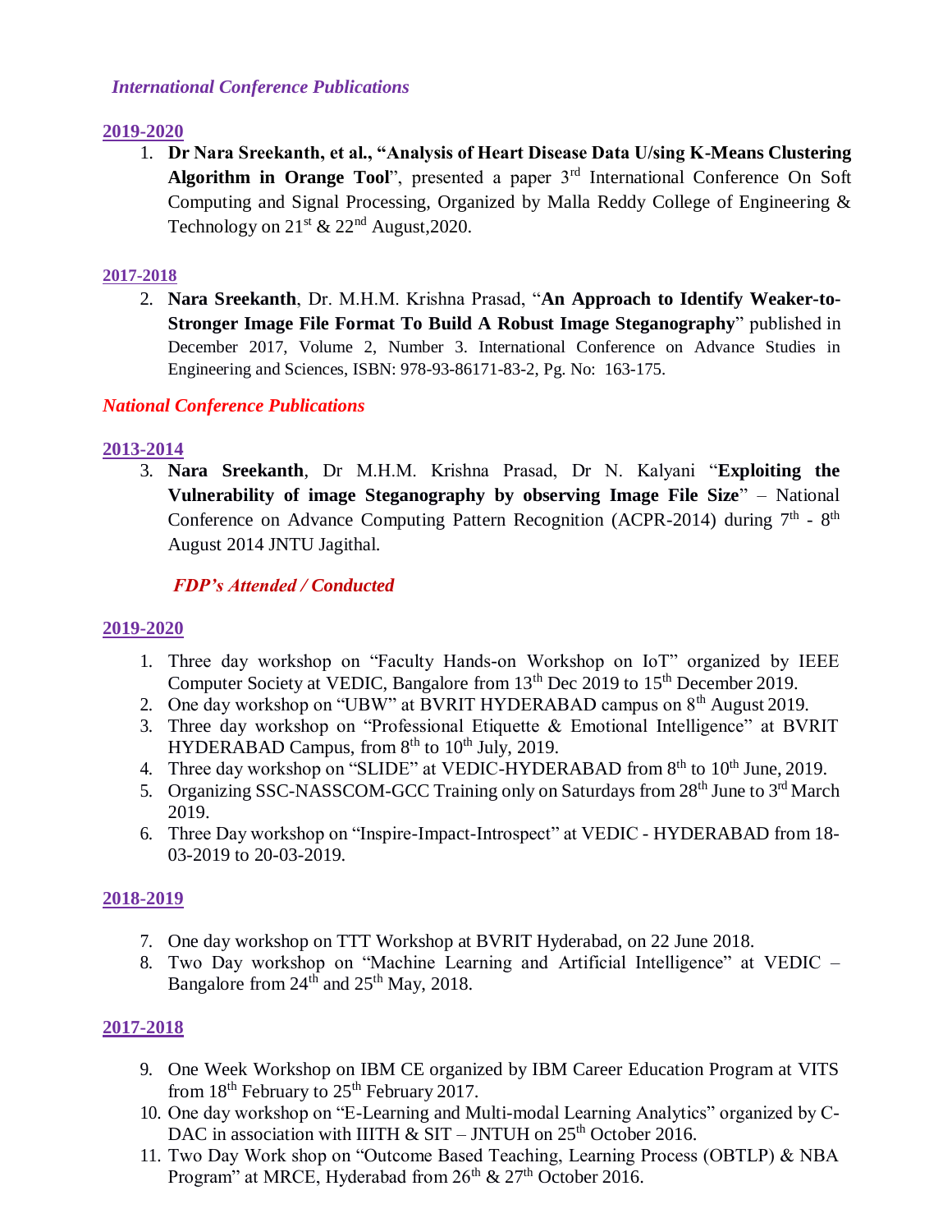## *International Conference Publications*

**2019-2020**

1. **Dr Nara Sreekanth, et al., "Analysis of Heart Disease Data U/sing K-Means Clustering Algorithm in Orange Tool**", presented a paper 3rd International Conference On Soft Computing and Signal Processing, Organized by Malla Reddy College of Engineering & Technology on 21st & 22nd August,2020.

**2017-2018**

2. **Nara Sreekanth**, Dr. M.H.M. Krishna Prasad, "**An Approach to Identify Weaker-to-Stronger Image File Format To Build A Robust Image Steganography**" published in December 2017, Volume 2, Number 3. International Conference on Advance Studies in Engineering and Sciences, ISBN: 978-93-86171-83-2, Pg. No: 163-175.

## *National Conference Publications*

**2013-2014**

3. **Nara Sreekanth**, Dr M.H.M. Krishna Prasad, Dr N. Kalyani "**Exploiting the Vulnerability of image Steganography by observing Image File Size**" – National Conference on Advance Computing Pattern Recognition (ACPR-2014) during 7th - 8th August 2014 JNTU Jagithal.

## *FDP's Attended / Conducted*

**2019-2020**

1. Three day workshop on "Faculty Hands-on Workshop on IoT" organized by IEEE Computer Society at VEDIC, Bangalore from 13th Dec 2019 to 15th December 2019.
2. One day workshop on "UBW" at BVRIT HYDERABAD campus on 8th August 2019.
3. Three day workshop on "Professional Etiquette & Emotional Intelligence" at BVRIT HYDERABAD Campus, from 8th to 10th July, 2019.
4. Three day workshop on "SLIDE" at VEDIC-HYDERABAD from 8th to 10th June, 2019.
5. Organizing SSC-NASSCOM-GCC Training only on Saturdays from 28th June to 3rd March 2019.
6. Three Day workshop on "Inspire-Impact-Introspect" at VEDIC - HYDERABAD from 18-03-2019 to 20-03-2019.

**2018-2019**

7. One day workshop on TTT Workshop at BVRIT Hyderabad, on 22 June 2018.
8. Two Day workshop on "Machine Learning and Artificial Intelligence" at VEDIC – Bangalore from 24th and 25th May, 2018.

**2017-2018**

9. One Week Workshop on IBM CE organized by IBM Career Education Program at VITS from 18th February to 25th February 2017.
10. One day workshop on "E-Learning and Multi-modal Learning Analytics" organized by C-DAC in association with IIITH & SIT – JNTUH on 25th October 2016.
11. Two Day Work shop on "Outcome Based Teaching, Learning Process (OBTLP) & NBA Program" at MRCE, Hyderabad from 26th & 27th October 2016.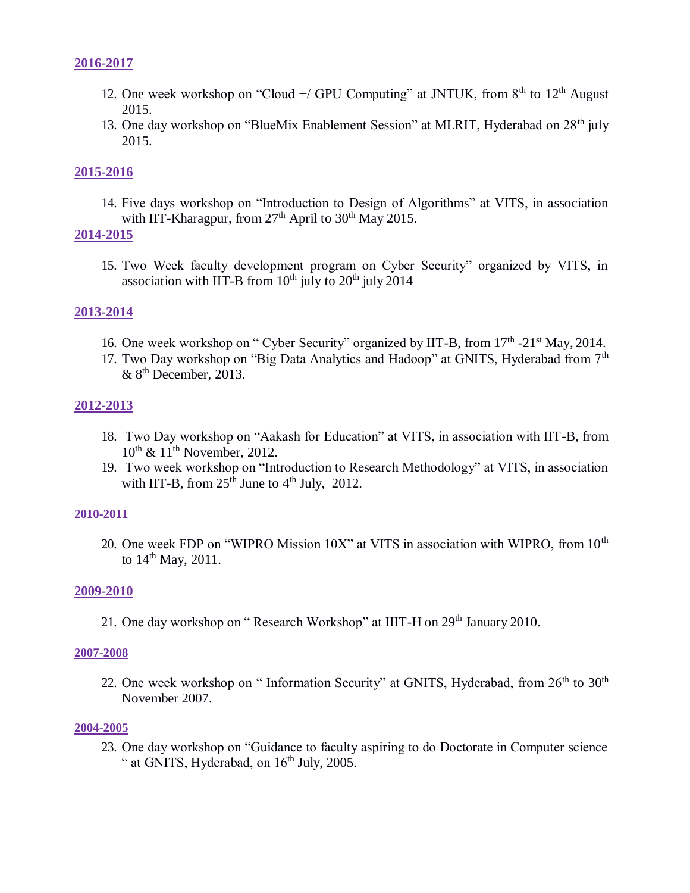**2016-2017**

12. One week workshop on "Cloud +/ GPU Computing" at JNTUK, from 8$^{th}$ to 12$^{th}$ August 2015.
13. One day workshop on "BlueMix Enablement Session" at MLRIT, Hyderabad on 28$^{th}$ july 2015.

**2015-2016**

14. Five days workshop on "Introduction to Design of Algorithms" at VITS, in association with IIT-Kharagpur, from 27$^{th}$ April to 30$^{th}$ May 2015.

**2014-2015**

15. Two Week faculty development program on Cyber Security" organized by VITS, in association with IIT-B from 10$^{th}$ july to 20$^{th}$ july 2014

**2013-2014**

16. One week workshop on " Cyber Security" organized by IIT-B, from 17$^{th}$ -21$^{st}$ May, 2014.
17. Two Day workshop on "Big Data Analytics and Hadoop" at GNITS, Hyderabad from 7$^{th}$ & 8$^{th}$ December, 2013.

**2012-2013**

18. Two Day workshop on "Aakash for Education" at VITS, in association with IIT-B, from 10$^{th}$ & 11$^{th}$ November, 2012.
19. Two week workshop on "Introduction to Research Methodology" at VITS, in association with IIT-B, from 25$^{th}$ June to 4$^{th}$ July, 2012.

**2010-2011**

20. One week FDP on "WIPRO Mission 10X" at VITS in association with WIPRO, from 10$^{th}$ to 14$^{th}$ May, 2011.

**2009-2010**

21. One day workshop on " Research Workshop" at IIIT-H on 29$^{th}$ January 2010.

**2007-2008**

22. One week workshop on " Information Security" at GNITS, Hyderabad, from 26$^{th}$ to 30$^{th}$ November 2007.

**2004-2005**

23. One day workshop on "Guidance to faculty aspiring to do Doctorate in Computer science " at GNITS, Hyderabad, on 16$^{th}$ July, 2005.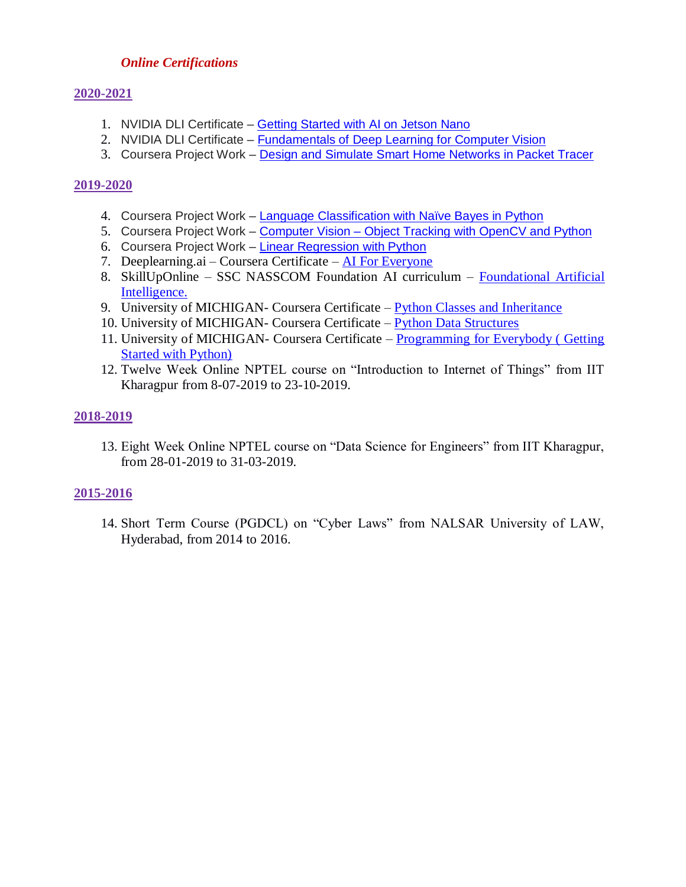***Online Certifications***

**2020-2021**

1. NVIDIA DLI Certificate – Getting Started with AI on Jetson Nano
2. NVIDIA DLI Certificate – Fundamentals of Deep Learning for Computer Vision
3. Coursera Project Work – Design and Simulate Smart Home Networks in Packet Tracer

**2019-2020**

4. Coursera Project Work – Language Classification with Naïve Bayes in Python
5. Coursera Project Work – Computer Vision – Object Tracking with OpenCV and Python
6. Coursera Project Work – Linear Regression with Python
7. Deeplearning.ai – Coursera Certificate – AI For Everyone
8. SkillUpOnline – SSC NASSCOM Foundation AI curriculum – Foundational Artificial Intelligence.
9. University of MICHIGAN- Coursera Certificate – Python Classes and Inheritance
10. University of MICHIGAN- Coursera Certificate – Python Data Structures
11. University of MICHIGAN- Coursera Certificate – Programming for Everybody ( Getting Started with Python)
12. Twelve Week Online NPTEL course on "Introduction to Internet of Things" from IIT Kharagpur from 8-07-2019 to 23-10-2019.

**2018-2019**

13. Eight Week Online NPTEL course on "Data Science for Engineers" from IIT Kharagpur, from 28-01-2019 to 31-03-2019.

**2015-2016**

14. Short Term Course (PGDCL) on "Cyber Laws" from NALSAR University of LAW, Hyderabad, from 2014 to 2016.